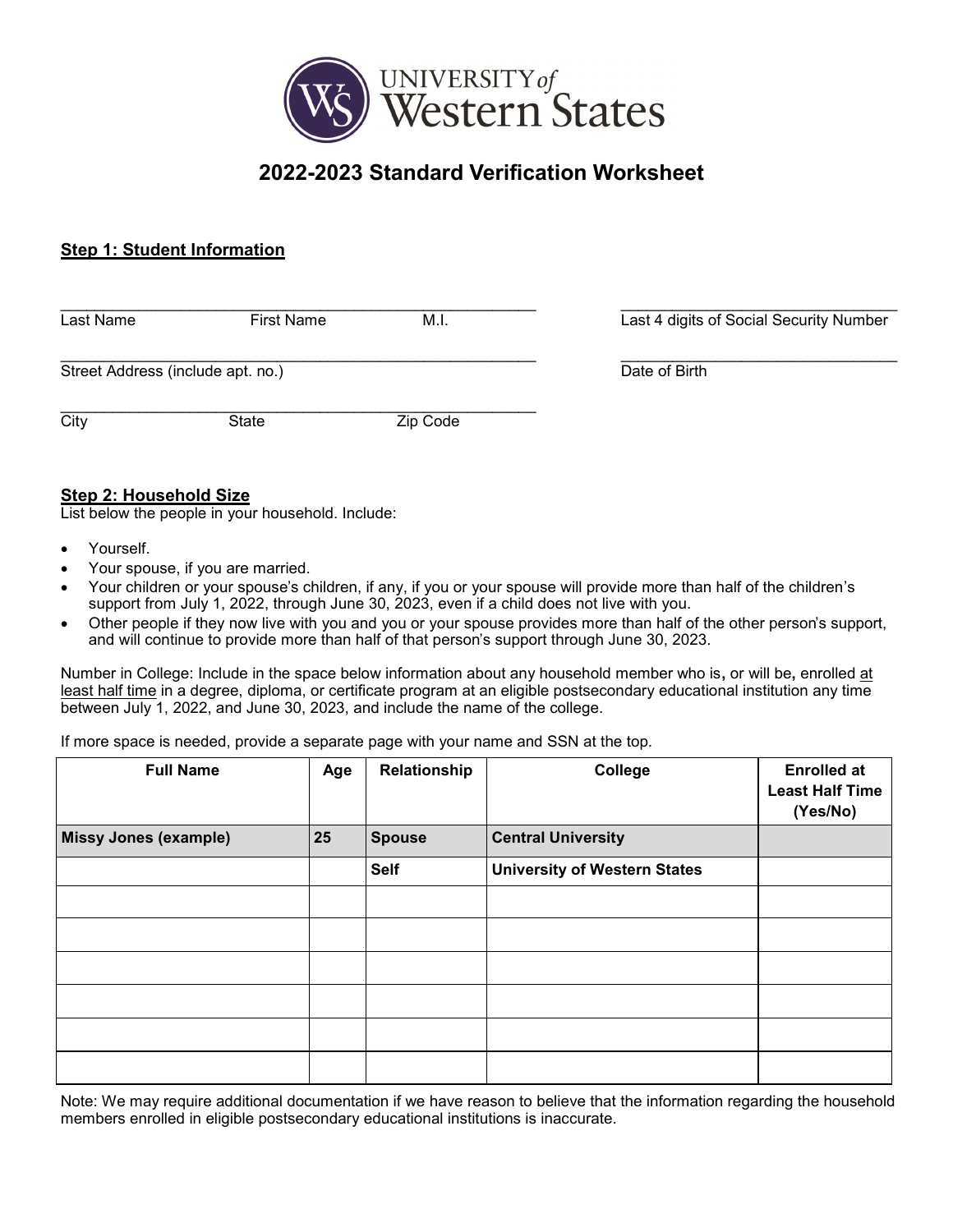UNIVERSITY of Western States

# 2022-2023 Standard Verification Worksheet

## Step 1: Student Information

\_\_\_\_\_\_\_\_\_\_\_\_\_\_\_\_\_\_\_\_\_\_\_\_\_\_\_\_\_\_\_\_\_\_\_\_\_\_\_\_\_\_\_\_\_\_\_\_\_\_\_\_\_\_\_\_
Last Name First Name M.I.

\_\_\_\_\_\_\_\_\_\_\_\_\_\_\_\_\_\_\_\_\_\_\_\_\_\_\_\_\_\_\_\_\_\_\_\_
Last 4 digits of Social Security Number

\_\_\_\_\_\_\_\_\_\_\_\_\_\_\_\_\_\_\_\_\_\_\_\_\_\_\_\_\_\_\_\_\_\_\_\_\_\_\_\_\_\_\_\_\_\_\_\_\_\_\_\_\_\_\_\_
Street Address (include apt. no.)

\_\_\_\_\_\_\_\_\_\_\_\_\_\_\_\_\_\_\_\_\_\_\_\_\_\_\_\_\_\_\_\_\_\_\_\_
Date of Birth

\_\_\_\_\_\_\_\_\_\_\_\_\_\_\_\_\_\_\_\_\_\_\_\_\_\_\_\_\_\_\_\_\_\_\_\_\_\_\_\_\_\_\_\_\_\_\_\_\_\_\_\_\_\_\_\_
City State Zip Code

## Step 2: Household Size

List below the people in your household. Include:

- Yourself.
- Your spouse, if you are married.
- Your children or your spouse's children, if any, if you or your spouse will provide more than half of the children's support from July 1, 2022, through June 30, 2023, even if a child does not live with you.
- Other people if they now live with you and you or your spouse provides more than half of the other person's support, and will continue to provide more than half of that person's support through June 30, 2023.

Number in College: Include in the space below information about any household member who is, or will be, enrolled at least half time in a degree, diploma, or certificate program at an eligible postsecondary educational institution any time between July 1, 2022, and June 30, 2023, and include the name of the college.

If more space is needed, provide a separate page with your name and SSN at the top.

| Full Name | Age | Relationship | College | Enrolled at Least Half Time (Yes/No) |
|---|---|---|---|---|
| **Missy Jones (example)** | **25** | **Spouse** | **Central University** | |
| | | **Self** | **University of Western States** | |
| | | | | |
| | | | | |
| | | | | |
| | | | | |
| | | | | |
| | | | | |

Note: We may require additional documentation if we have reason to believe that the information regarding the household members enrolled in eligible postsecondary educational institutions is inaccurate.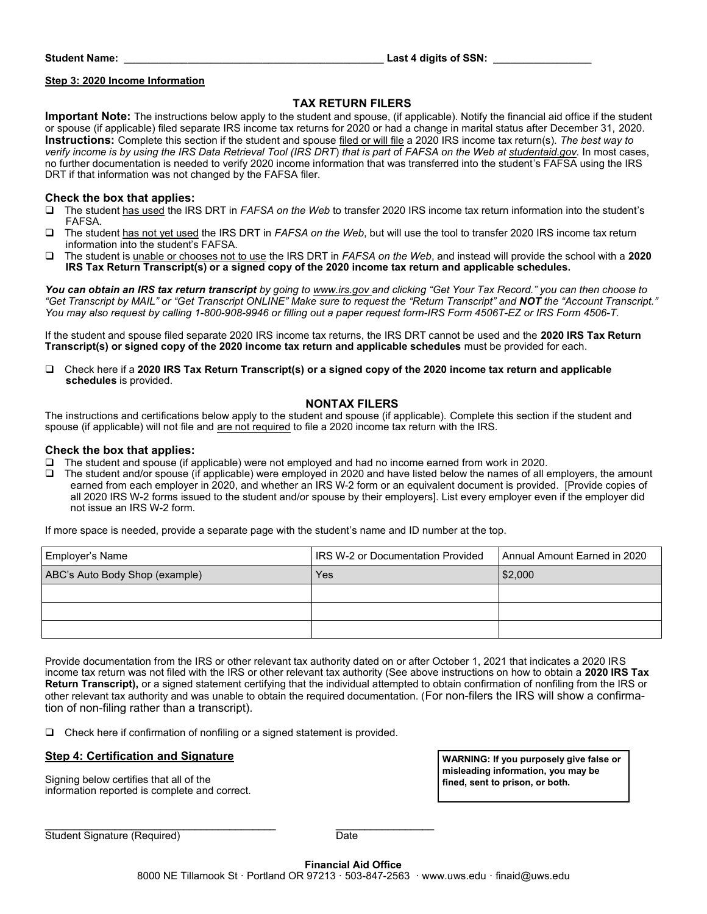**Student Name: ___________________________________________ Last 4 digits of SSN: ________________**

**Step 3: 2020 Income Information**

### TAX RETURN FILERS

**Important Note:** The instructions below apply to the student and spouse, (if applicable). Notify the financial aid office if the student or spouse (if applicable) filed separate IRS income tax returns for 2020 or had a change in marital status after December 31, 2020.
**Instructions:** Complete this section if the student and spouse filed or will file a 2020 IRS income tax return(s). *The best way to verify income is by using the IRS Data Retrieval Tool (IRS DRT) that is part of FAFSA on the Web at studentaid.gov.* In most cases, no further documentation is needed to verify 2020 income information that was transferred into the student's FAFSA using the IRS DRT if that information was not changed by the FAFSA filer.

**Check the box that applies:**

- ☐ The student has used the IRS DRT in *FAFSA on the Web* to transfer 2020 IRS income tax return information into the student's FAFSA.
- ☐ The student has not yet used the IRS DRT in *FAFSA on the Web*, but will use the tool to transfer 2020 IRS income tax return information into the student's FAFSA.
- ☐ The student is unable or chooses not to use the IRS DRT in *FAFSA on the Web*, and instead will provide the school with a **2020 IRS Tax Return Transcript(s) or a signed copy of the 2020 income tax return and applicable schedules.**

***You can obtain an IRS tax return transcript*** *by going to www.irs.gov and clicking "Get Your Tax Record." you can then choose to "Get Transcript by MAIL" or "Get Transcript ONLINE" Make sure to request the "Return Transcript" and* ***NOT*** *the "Account Transcript." You may also request by calling 1-800-908-9946 or filling out a paper request form-IRS Form 4506T-EZ or IRS Form 4506-T.*

If the student and spouse filed separate 2020 IRS income tax returns, the IRS DRT cannot be used and the **2020 IRS Tax Return Transcript(s) or signed copy of the 2020 income tax return and applicable schedules** must be provided for each.

- ☐ Check here if a **2020 IRS Tax Return Transcript(s) or a signed copy of the 2020 income tax return and applicable schedules** is provided.

### NONTAX FILERS

The instructions and certifications below apply to the student and spouse (if applicable). Complete this section if the student and spouse (if applicable) will not file and are not required to file a 2020 income tax return with the IRS.

**Check the box that applies:**

- ☐ The student and spouse (if applicable) were not employed and had no income earned from work in 2020.
- ☐ The student and/or spouse (if applicable) were employed in 2020 and have listed below the names of all employers, the amount earned from each employer in 2020, and whether an IRS W-2 form or an equivalent document is provided. [Provide copies of all 2020 IRS W-2 forms issued to the student and/or spouse by their employers]. List every employer even if the employer did not issue an IRS W-2 form.

If more space is needed, provide a separate page with the student's name and ID number at the top.

| Employer's Name | IRS W-2 or Documentation Provided | Annual Amount Earned in 2020 |
|---|---|---|
| ABC's Auto Body Shop (example) | Yes | $2,000 |
| | | |
| | | |
| | | |

Provide documentation from the IRS or other relevant tax authority dated on or after October 1, 2021 that indicates a 2020 IRS income tax return was not filed with the IRS or other relevant tax authority (See above instructions on how to obtain a **2020 IRS Tax Return Transcript),** or a signed statement certifying that the individual attempted to obtain confirmation of nonfiling from the IRS or other relevant tax authority and was unable to obtain the required documentation. (For non-filers the IRS will show a confirmation of non-filing rather than a transcript).

- ☐ Check here if confirmation of nonfiling or a signed statement is provided.

**Step 4: Certification and Signature**

Signing below certifies that all of the information reported is complete and correct.

**WARNING: If you purposely give false or misleading information, you may be fined, sent to prison, or both.**

______________________________________ Student Signature (Required)

________________ Date

**Financial Aid Office**
8000 NE Tillamook St · Portland OR 97213 · 503-847-2563 · www.uws.edu · finaid@uws.edu